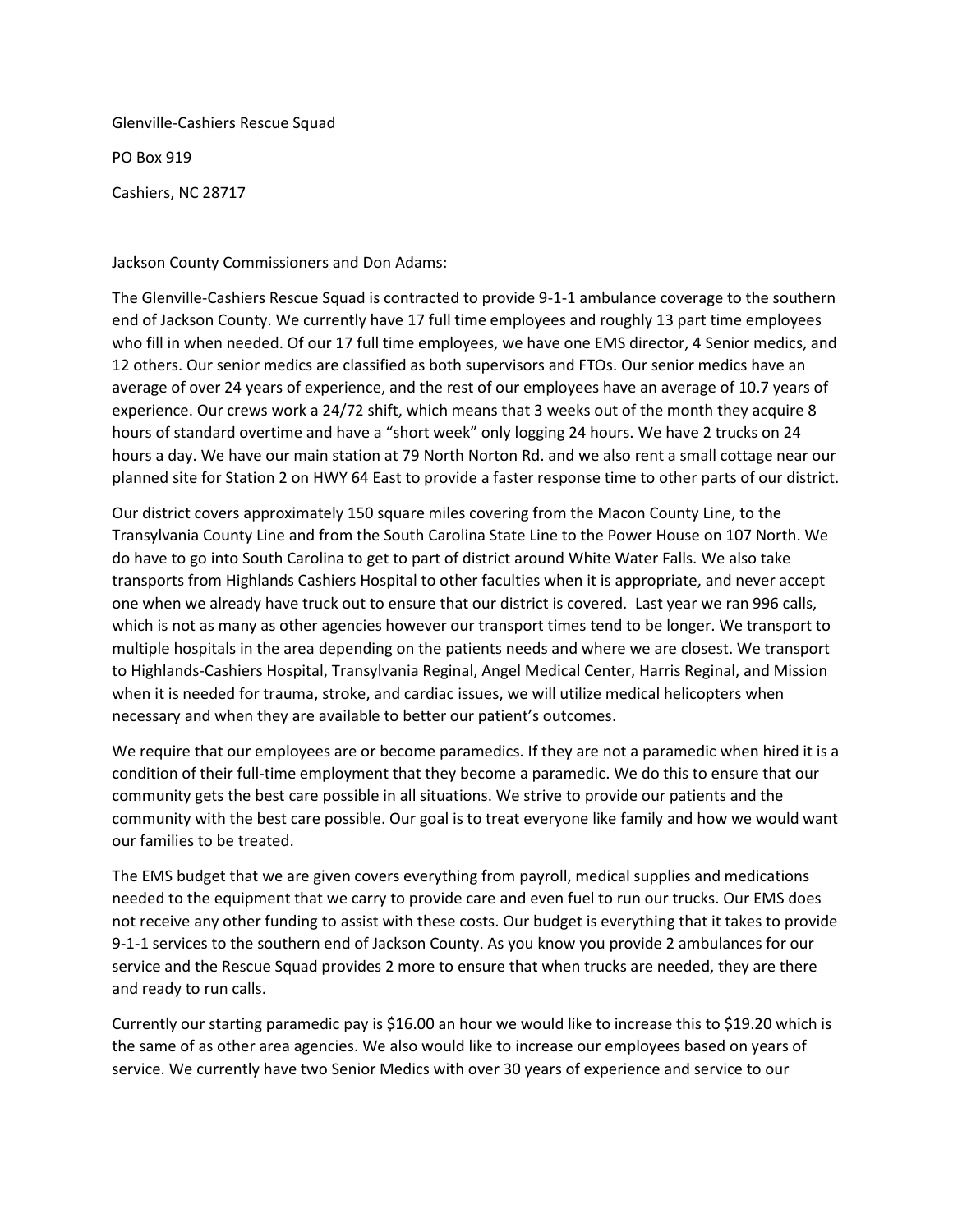Glenville-Cashiers Rescue Squad

PO Box 919

Cashiers, NC 28717

Jackson County Commissioners and Don Adams:

The Glenville-Cashiers Rescue Squad is contracted to provide 9-1-1 ambulance coverage to the southern end of Jackson County. We currently have 17 full time employees and roughly 13 part time employees who fill in when needed. Of our 17 full time employees, we have one EMS director, 4 Senior medics, and 12 others. Our senior medics are classified as both supervisors and FTOs. Our senior medics have an average of over 24 years of experience, and the rest of our employees have an average of 10.7 years of experience. Our crews work a 24/72 shift, which means that 3 weeks out of the month they acquire 8 hours of standard overtime and have a "short week" only logging 24 hours. We have 2 trucks on 24 hours a day. We have our main station at 79 North Norton Rd. and we also rent a small cottage near our planned site for Station 2 on HWY 64 East to provide a faster response time to other parts of our district.

Our district covers approximately 150 square miles covering from the Macon County Line, to the Transylvania County Line and from the South Carolina State Line to the Power House on 107 North. We do have to go into South Carolina to get to part of district around White Water Falls. We also take transports from Highlands Cashiers Hospital to other faculties when it is appropriate, and never accept one when we already have truck out to ensure that our district is covered. Last year we ran 996 calls, which is not as many as other agencies however our transport times tend to be longer. We transport to multiple hospitals in the area depending on the patients needs and where we are closest. We transport to Highlands-Cashiers Hospital, Transylvania Reginal, Angel Medical Center, Harris Reginal, and Mission when it is needed for trauma, stroke, and cardiac issues, we will utilize medical helicopters when necessary and when they are available to better our patient's outcomes.

We require that our employees are or become paramedics. If they are not a paramedic when hired it is a condition of their full-time employment that they become a paramedic. We do this to ensure that our community gets the best care possible in all situations. We strive to provide our patients and the community with the best care possible. Our goal is to treat everyone like family and how we would want our families to be treated.

The EMS budget that we are given covers everything from payroll, medical supplies and medications needed to the equipment that we carry to provide care and even fuel to run our trucks. Our EMS does not receive any other funding to assist with these costs. Our budget is everything that it takes to provide 9-1-1 services to the southern end of Jackson County. As you know you provide 2 ambulances for our service and the Rescue Squad provides 2 more to ensure that when trucks are needed, they are there and ready to run calls.

Currently our starting paramedic pay is $16.00 an hour we would like to increase this to $19.20 which is the same of as other area agencies. We also would like to increase our employees based on years of service. We currently have two Senior Medics with over 30 years of experience and service to our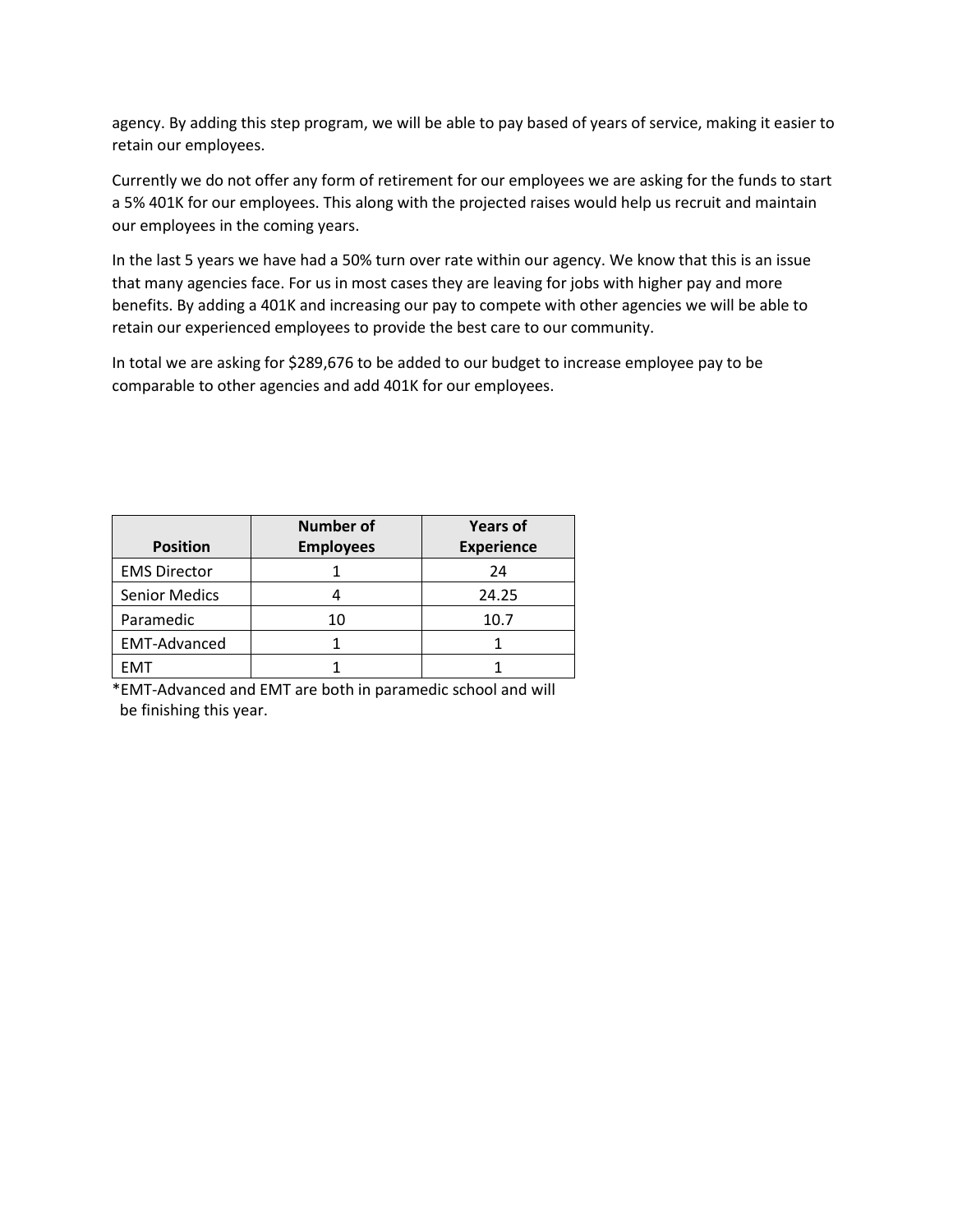agency. By adding this step program, we will be able to pay based of years of service, making it easier to retain our employees.

Currently we do not offer any form of retirement for our employees we are asking for the funds to start a 5% 401K for our employees. This along with the projected raises would help us recruit and maintain our employees in the coming years.

In the last 5 years we have had a 50% turn over rate within our agency. We know that this is an issue that many agencies face. For us in most cases they are leaving for jobs with higher pay and more benefits. By adding a 401K and increasing our pay to compete with other agencies we will be able to retain our experienced employees to provide the best care to our community.

In total we are asking for $289,676 to be added to our budget to increase employee pay to be comparable to other agencies and add 401K for our employees.

| Position | Number of Employees | Years of Experience |
|---|---|---|
| EMS Director | 1 | 24 |
| Senior Medics | 4 | 24.25 |
| Paramedic | 10 | 10.7 |
| EMT-Advanced | 1 | 1 |
| EMT | 1 | 1 |

*EMT-Advanced and EMT are both in paramedic school and will be finishing this year.